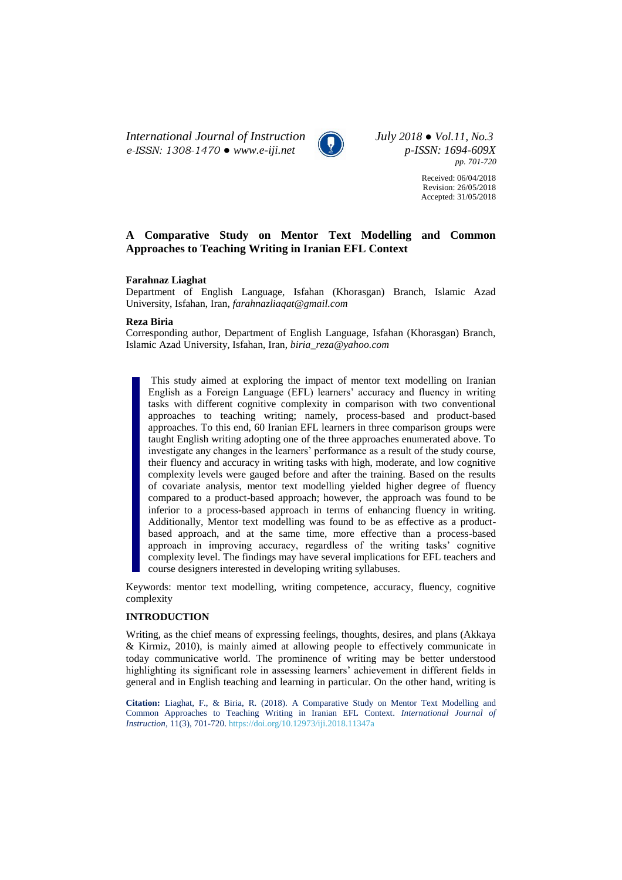Received: 06/04/2018
Revision: 26/05/2018
Accepted: 31/05/2018

# A Comparative Study on Mentor Text Modelling and Common Approaches to Teaching Writing in Iranian EFL Context

**Farahnaz Liaghat**
Department of English Language, Isfahan (Khorasgan) Branch, Islamic Azad University, Isfahan, Iran, *farahnazliaqat@gmail.com*

**Reza Biria**
Corresponding author, Department of English Language, Isfahan (Khorasgan) Branch, Islamic Azad University, Isfahan, Iran, *biria_reza@yahoo.com*

This study aimed at exploring the impact of mentor text modelling on Iranian English as a Foreign Language (EFL) learners' accuracy and fluency in writing tasks with different cognitive complexity in comparison with two conventional approaches to teaching writing; namely, process-based and product-based approaches. To this end, 60 Iranian EFL learners in three comparison groups were taught English writing adopting one of the three approaches enumerated above. To investigate any changes in the learners' performance as a result of the study course, their fluency and accuracy in writing tasks with high, moderate, and low cognitive complexity levels were gauged before and after the training. Based on the results of covariate analysis, mentor text modelling yielded higher degree of fluency compared to a product-based approach; however, the approach was found to be inferior to a process-based approach in terms of enhancing fluency in writing. Additionally, Mentor text modelling was found to be as effective as a product-based approach, and at the same time, more effective than a process-based approach in improving accuracy, regardless of the writing tasks' cognitive complexity level. The findings may have several implications for EFL teachers and course designers interested in developing writing syllabuses.

Keywords: mentor text modelling, writing competence, accuracy, fluency, cognitive complexity

## INTRODUCTION

Writing, as the chief means of expressing feelings, thoughts, desires, and plans (Akkaya & Kirmiz, 2010), is mainly aimed at allowing people to effectively communicate in today communicative world. The prominence of writing may be better understood highlighting its significant role in assessing learners' achievement in different fields in general and in English teaching and learning in particular. On the other hand, writing is

**Citation:** Liaghat, F., & Biria, R. (2018). A Comparative Study on Mentor Text Modelling and Common Approaches to Teaching Writing in Iranian EFL Context. *International Journal of Instruction*, 11(3), 701-720. https://doi.org/10.12973/iji.2018.11347a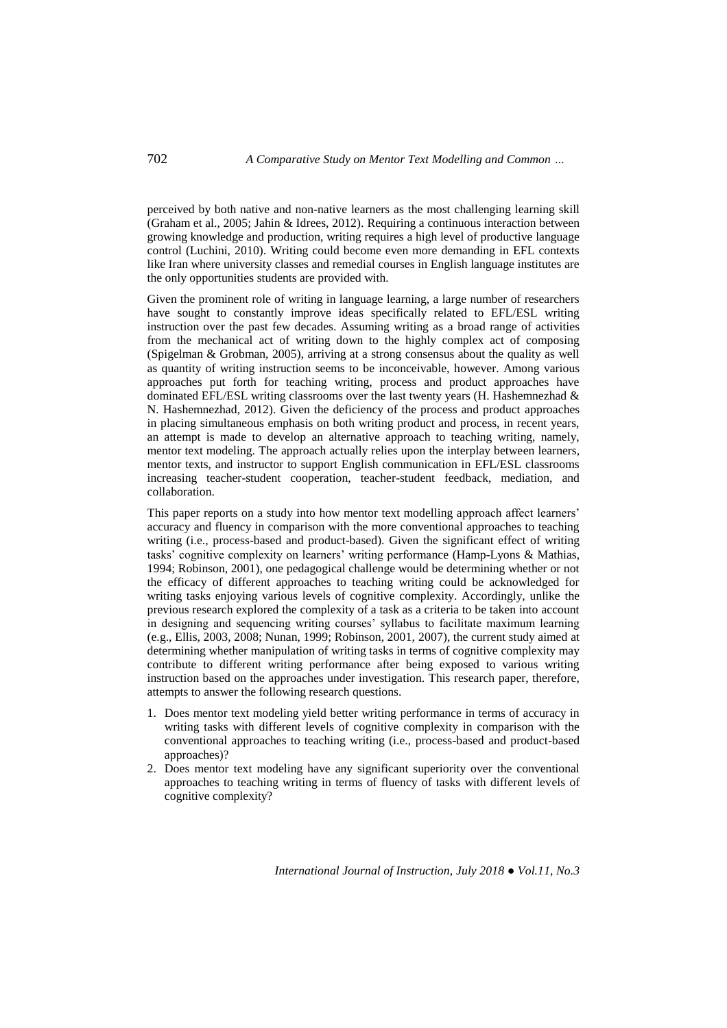perceived by both native and non-native learners as the most challenging learning skill (Graham et al., 2005; Jahin & Idrees, 2012). Requiring a continuous interaction between growing knowledge and production, writing requires a high level of productive language control (Luchini, 2010). Writing could become even more demanding in EFL contexts like Iran where university classes and remedial courses in English language institutes are the only opportunities students are provided with.

Given the prominent role of writing in language learning, a large number of researchers have sought to constantly improve ideas specifically related to EFL/ESL writing instruction over the past few decades. Assuming writing as a broad range of activities from the mechanical act of writing down to the highly complex act of composing (Spigelman & Grobman, 2005), arriving at a strong consensus about the quality as well as quantity of writing instruction seems to be inconceivable, however. Among various approaches put forth for teaching writing, process and product approaches have dominated EFL/ESL writing classrooms over the last twenty years (H. Hashemnezhad & N. Hashemnezhad, 2012). Given the deficiency of the process and product approaches in placing simultaneous emphasis on both writing product and process, in recent years, an attempt is made to develop an alternative approach to teaching writing, namely, mentor text modeling. The approach actually relies upon the interplay between learners, mentor texts, and instructor to support English communication in EFL/ESL classrooms increasing teacher-student cooperation, teacher-student feedback, mediation, and collaboration.

This paper reports on a study into how mentor text modelling approach affect learners' accuracy and fluency in comparison with the more conventional approaches to teaching writing (i.e., process-based and product-based). Given the significant effect of writing tasks' cognitive complexity on learners' writing performance (Hamp-Lyons & Mathias, 1994; Robinson, 2001), one pedagogical challenge would be determining whether or not the efficacy of different approaches to teaching writing could be acknowledged for writing tasks enjoying various levels of cognitive complexity. Accordingly, unlike the previous research explored the complexity of a task as a criteria to be taken into account in designing and sequencing writing courses' syllabus to facilitate maximum learning (e.g., Ellis, 2003, 2008; Nunan, 1999; Robinson, 2001, 2007), the current study aimed at determining whether manipulation of writing tasks in terms of cognitive complexity may contribute to different writing performance after being exposed to various writing instruction based on the approaches under investigation. This research paper, therefore, attempts to answer the following research questions.

1. Does mentor text modeling yield better writing performance in terms of accuracy in writing tasks with different levels of cognitive complexity in comparison with the conventional approaches to teaching writing (i.e., process-based and product-based approaches)?
2. Does mentor text modeling have any significant superiority over the conventional approaches to teaching writing in terms of fluency of tasks with different levels of cognitive complexity?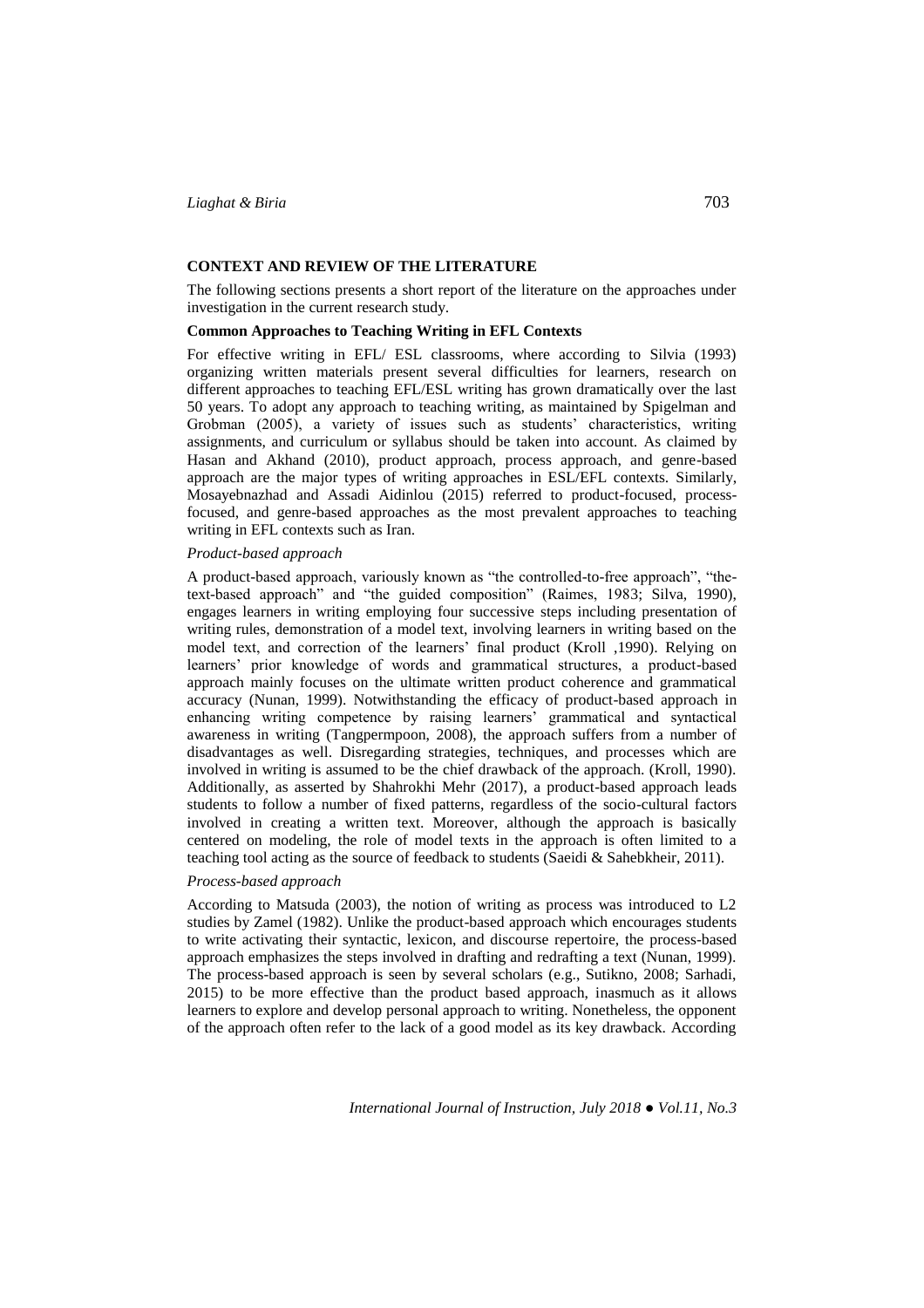## CONTEXT AND REVIEW OF THE LITERATURE

The following sections presents a short report of the literature on the approaches under investigation in the current research study.

### Common Approaches to Teaching Writing in EFL Contexts

For effective writing in EFL/ ESL classrooms, where according to Silvia (1993) organizing written materials present several difficulties for learners, research on different approaches to teaching EFL/ESL writing has grown dramatically over the last 50 years. To adopt any approach to teaching writing, as maintained by Spigelman and Grobman (2005), a variety of issues such as students' characteristics, writing assignments, and curriculum or syllabus should be taken into account. As claimed by Hasan and Akhand (2010), product approach, process approach, and genre-based approach are the major types of writing approaches in ESL/EFL contexts. Similarly, Mosayebnazhad and Assadi Aidinlou (2015) referred to product-focused, process-focused, and genre-based approaches as the most prevalent approaches to teaching writing in EFL contexts such as Iran.

#### *Product-based approach*

A product-based approach, variously known as "the controlled-to-free approach", "the-text-based approach" and "the guided composition" (Raimes, 1983; Silva, 1990), engages learners in writing employing four successive steps including presentation of writing rules, demonstration of a model text, involving learners in writing based on the model text, and correction of the learners' final product (Kroll ,1990). Relying on learners' prior knowledge of words and grammatical structures, a product-based approach mainly focuses on the ultimate written product coherence and grammatical accuracy (Nunan, 1999). Notwithstanding the efficacy of product-based approach in enhancing writing competence by raising learners' grammatical and syntactical awareness in writing (Tangpermpoon, 2008), the approach suffers from a number of disadvantages as well. Disregarding strategies, techniques, and processes which are involved in writing is assumed to be the chief drawback of the approach. (Kroll, 1990). Additionally, as asserted by Shahrokhi Mehr (2017), a product-based approach leads students to follow a number of fixed patterns, regardless of the socio-cultural factors involved in creating a written text. Moreover, although the approach is basically centered on modeling, the role of model texts in the approach is often limited to a teaching tool acting as the source of feedback to students (Saeidi & Sahebkheir, 2011).

#### *Process-based approach*

According to Matsuda (2003), the notion of writing as process was introduced to L2 studies by Zamel (1982). Unlike the product-based approach which encourages students to write activating their syntactic, lexicon, and discourse repertoire, the process-based approach emphasizes the steps involved in drafting and redrafting a text (Nunan, 1999). The process-based approach is seen by several scholars (e.g., Sutikno, 2008; Sarhadi, 2015) to be more effective than the product based approach, inasmuch as it allows learners to explore and develop personal approach to writing. Nonetheless, the opponent of the approach often refer to the lack of a good model as its key drawback. According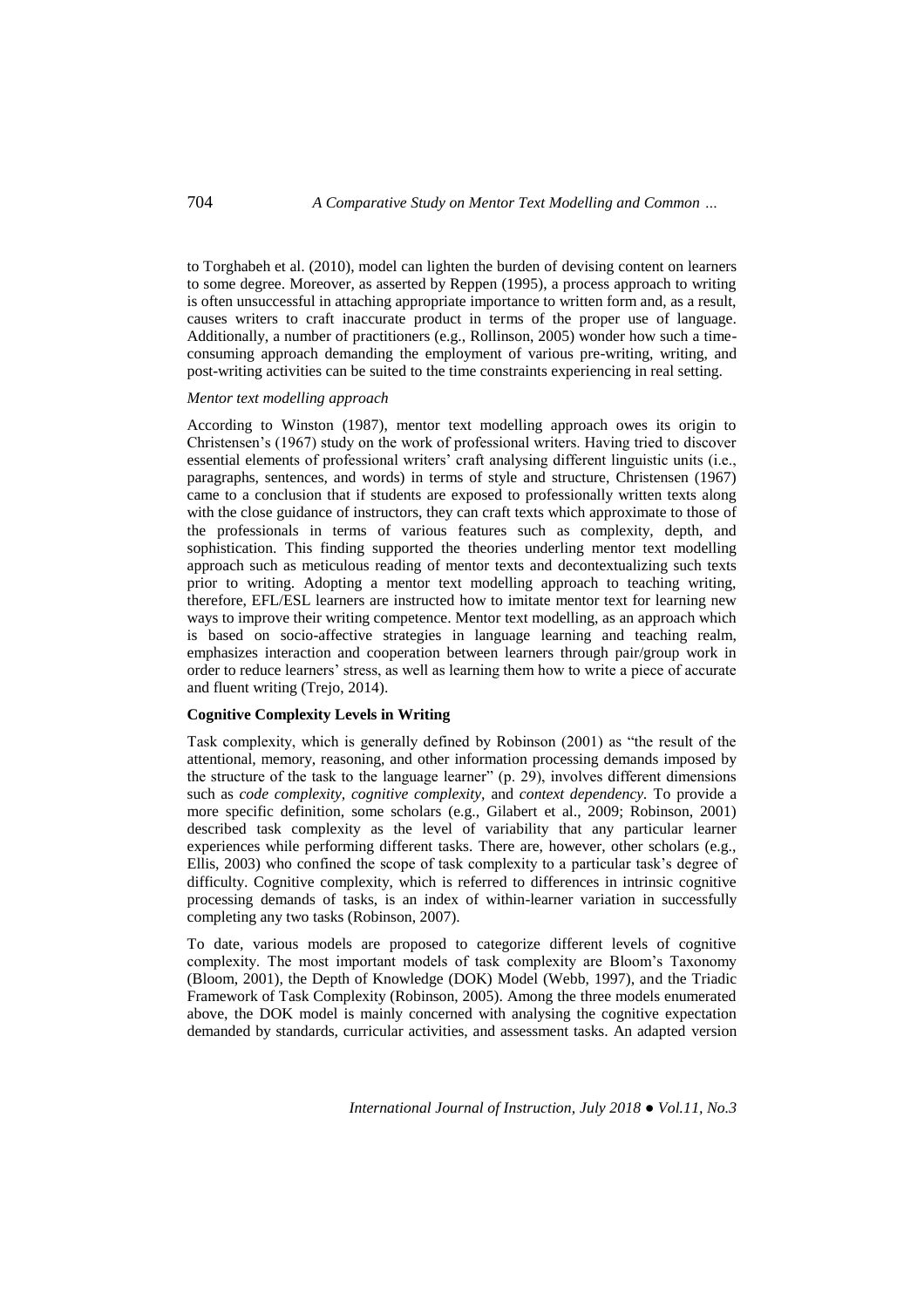to Torghabeh et al. (2010), model can lighten the burden of devising content on learners to some degree. Moreover, as asserted by Reppen (1995), a process approach to writing is often unsuccessful in attaching appropriate importance to written form and, as a result, causes writers to craft inaccurate product in terms of the proper use of language. Additionally, a number of practitioners (e.g., Rollinson, 2005) wonder how such a time-consuming approach demanding the employment of various pre-writing, writing, and post-writing activities can be suited to the time constraints experiencing in real setting.

*Mentor text modelling approach*

According to Winston (1987), mentor text modelling approach owes its origin to Christensen's (1967) study on the work of professional writers. Having tried to discover essential elements of professional writers' craft analysing different linguistic units (i.e., paragraphs, sentences, and words) in terms of style and structure, Christensen (1967) came to a conclusion that if students are exposed to professionally written texts along with the close guidance of instructors, they can craft texts which approximate to those of the professionals in terms of various features such as complexity, depth, and sophistication. This finding supported the theories underling mentor text modelling approach such as meticulous reading of mentor texts and decontextualizing such texts prior to writing. Adopting a mentor text modelling approach to teaching writing, therefore, EFL/ESL learners are instructed how to imitate mentor text for learning new ways to improve their writing competence. Mentor text modelling, as an approach which is based on socio-affective strategies in language learning and teaching realm, emphasizes interaction and cooperation between learners through pair/group work in order to reduce learners' stress, as well as learning them how to write a piece of accurate and fluent writing (Trejo, 2014).

**Cognitive Complexity Levels in Writing**

Task complexity, which is generally defined by Robinson (2001) as "the result of the attentional, memory, reasoning, and other information processing demands imposed by the structure of the task to the language learner" (p. 29), involves different dimensions such as *code complexity, cognitive complexity,* and *context dependency.* To provide a more specific definition, some scholars (e.g., Gilabert et al., 2009; Robinson, 2001) described task complexity as the level of variability that any particular learner experiences while performing different tasks. There are, however, other scholars (e.g., Ellis, 2003) who confined the scope of task complexity to a particular task's degree of difficulty. Cognitive complexity, which is referred to differences in intrinsic cognitive processing demands of tasks, is an index of within-learner variation in successfully completing any two tasks (Robinson, 2007).

To date, various models are proposed to categorize different levels of cognitive complexity. The most important models of task complexity are Bloom's Taxonomy (Bloom, 2001), the Depth of Knowledge (DOK) Model (Webb, 1997), and the Triadic Framework of Task Complexity (Robinson, 2005). Among the three models enumerated above, the DOK model is mainly concerned with analysing the cognitive expectation demanded by standards, curricular activities, and assessment tasks. An adapted version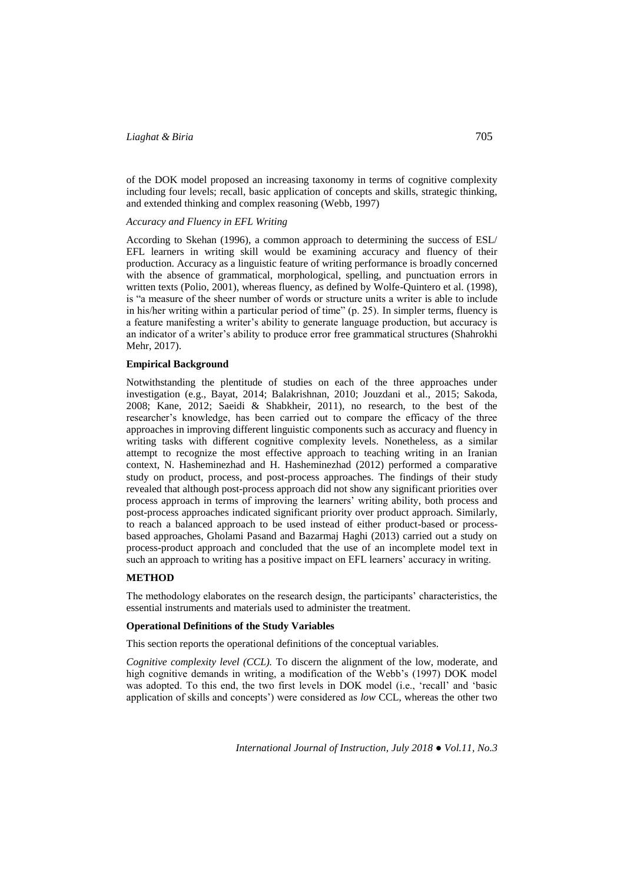of the DOK model proposed an increasing taxonomy in terms of cognitive complexity including four levels; recall, basic application of concepts and skills, strategic thinking, and extended thinking and complex reasoning (Webb, 1997)

*Accuracy and Fluency in EFL Writing*

According to Skehan (1996), a common approach to determining the success of ESL/ EFL learners in writing skill would be examining accuracy and fluency of their production. Accuracy as a linguistic feature of writing performance is broadly concerned with the absence of grammatical, morphological, spelling, and punctuation errors in written texts (Polio, 2001), whereas fluency, as defined by Wolfe-Quintero et al. (1998), is "a measure of the sheer number of words or structure units a writer is able to include in his/her writing within a particular period of time" (p. 25). In simpler terms, fluency is a feature manifesting a writer's ability to generate language production, but accuracy is an indicator of a writer's ability to produce error free grammatical structures (Shahrokhi Mehr, 2017).

## Empirical Background

Notwithstanding the plentitude of studies on each of the three approaches under investigation (e.g., Bayat, 2014; Balakrishnan, 2010; Jouzdani et al., 2015; Sakoda, 2008; Kane, 2012; Saeidi & Shabkheir, 2011), no research, to the best of the researcher's knowledge, has been carried out to compare the efficacy of the three approaches in improving different linguistic components such as accuracy and fluency in writing tasks with different cognitive complexity levels. Nonetheless, as a similar attempt to recognize the most effective approach to teaching writing in an Iranian context, N. Hasheminezhad and H. Hasheminezhad (2012) performed a comparative study on product, process, and post-process approaches. The findings of their study revealed that although post-process approach did not show any significant priorities over process approach in terms of improving the learners' writing ability, both process and post-process approaches indicated significant priority over product approach. Similarly, to reach a balanced approach to be used instead of either product-based or process-based approaches, Gholami Pasand and Bazarmaj Haghi (2013) carried out a study on process-product approach and concluded that the use of an incomplete model text in such an approach to writing has a positive impact on EFL learners' accuracy in writing.

## METHOD

The methodology elaborates on the research design, the participants' characteristics, the essential instruments and materials used to administer the treatment.

### Operational Definitions of the Study Variables

This section reports the operational definitions of the conceptual variables.

*Cognitive complexity level (CCL).* To discern the alignment of the low, moderate, and high cognitive demands in writing, a modification of the Webb's (1997) DOK model was adopted. To this end, the two first levels in DOK model (i.e., 'recall' and 'basic application of skills and concepts') were considered as *low* CCL, whereas the other two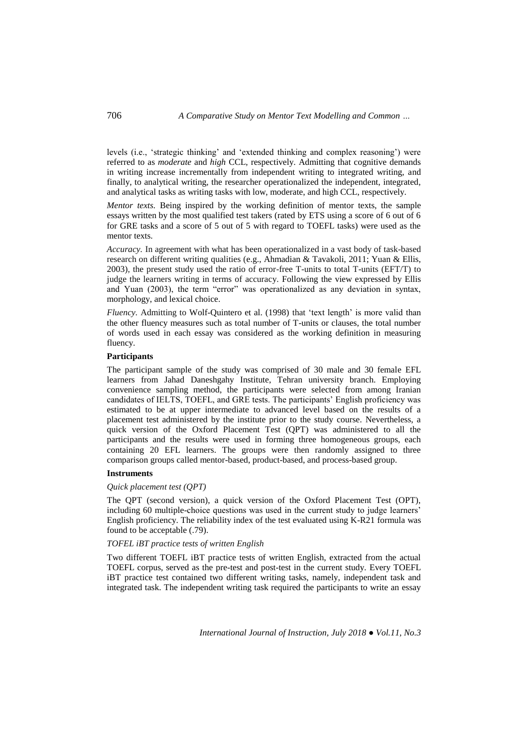levels (i.e., 'strategic thinking' and 'extended thinking and complex reasoning') were referred to as *moderate* and *high* CCL, respectively. Admitting that cognitive demands in writing increase incrementally from independent writing to integrated writing, and finally, to analytical writing, the researcher operationalized the independent, integrated, and analytical tasks as writing tasks with low, moderate, and high CCL, respectively.

*Mentor texts.* Being inspired by the working definition of mentor texts, the sample essays written by the most qualified test takers (rated by ETS using a score of 6 out of 6 for GRE tasks and a score of 5 out of 5 with regard to TOEFL tasks) were used as the mentor texts.

*Accuracy.* In agreement with what has been operationalized in a vast body of task-based research on different writing qualities (e.g., Ahmadian & Tavakoli, 2011; Yuan & Ellis, 2003), the present study used the ratio of error-free T-units to total T-units (EFT/T) to judge the learners writing in terms of accuracy. Following the view expressed by Ellis and Yuan (2003), the term "error" was operationalized as any deviation in syntax, morphology, and lexical choice.

*Fluency.* Admitting to Wolf-Quintero et al. (1998) that 'text length' is more valid than the other fluency measures such as total number of T-units or clauses, the total number of words used in each essay was considered as the working definition in measuring fluency.

**Participants**

The participant sample of the study was comprised of 30 male and 30 female EFL learners from Jahad Daneshgahy Institute, Tehran university branch. Employing convenience sampling method, the participants were selected from among Iranian candidates of IELTS, TOEFL, and GRE tests. The participants' English proficiency was estimated to be at upper intermediate to advanced level based on the results of a placement test administered by the institute prior to the study course. Nevertheless, a quick version of the Oxford Placement Test (QPT) was administered to all the participants and the results were used in forming three homogeneous groups, each containing 20 EFL learners. The groups were then randomly assigned to three comparison groups called mentor-based, product-based, and process-based group.

**Instruments**

*Quick placement test (QPT)*

The QPT (second version), a quick version of the Oxford Placement Test (OPT), including 60 multiple-choice questions was used in the current study to judge learners' English proficiency. The reliability index of the test evaluated using K-R21 formula was found to be acceptable (.79).

*TOFEL iBT practice tests of written English*

Two different TOEFL iBT practice tests of written English, extracted from the actual TOEFL corpus, served as the pre-test and post-test in the current study. Every TOEFL iBT practice test contained two different writing tasks, namely, independent task and integrated task. The independent writing task required the participants to write an essay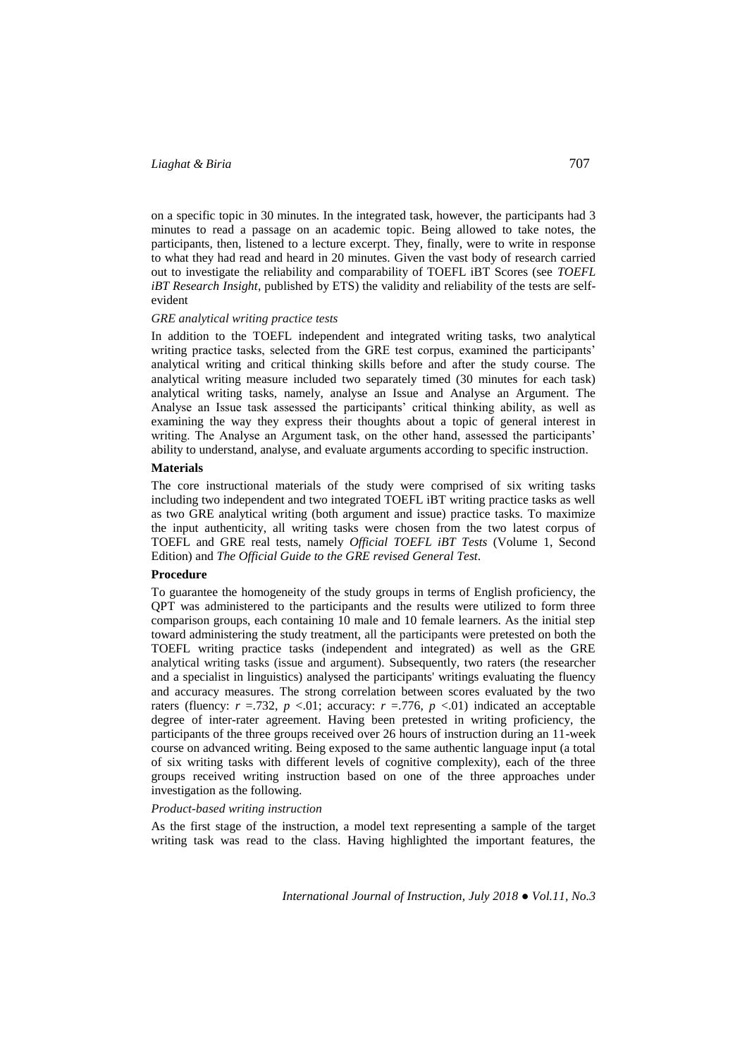on a specific topic in 30 minutes. In the integrated task, however, the participants had 3 minutes to read a passage on an academic topic. Being allowed to take notes, the participants, then, listened to a lecture excerpt. They, finally, were to write in response to what they had read and heard in 20 minutes. Given the vast body of research carried out to investigate the reliability and comparability of TOEFL iBT Scores (see *TOEFL iBT Research Insight*, published by ETS) the validity and reliability of the tests are self-evident

*GRE analytical writing practice tests*

In addition to the TOEFL independent and integrated writing tasks, two analytical writing practice tasks, selected from the GRE test corpus, examined the participants' analytical writing and critical thinking skills before and after the study course. The analytical writing measure included two separately timed (30 minutes for each task) analytical writing tasks, namely, analyse an Issue and Analyse an Argument. The Analyse an Issue task assessed the participants' critical thinking ability, as well as examining the way they express their thoughts about a topic of general interest in writing. The Analyse an Argument task, on the other hand, assessed the participants' ability to understand, analyse, and evaluate arguments according to specific instruction.

**Materials**

The core instructional materials of the study were comprised of six writing tasks including two independent and two integrated TOEFL iBT writing practice tasks as well as two GRE analytical writing (both argument and issue) practice tasks. To maximize the input authenticity, all writing tasks were chosen from the two latest corpus of TOEFL and GRE real tests, namely *Official TOEFL iBT Tests* (Volume 1, Second Edition) and *The Official Guide to the GRE revised General Test*.

**Procedure**

To guarantee the homogeneity of the study groups in terms of English proficiency, the QPT was administered to the participants and the results were utilized to form three comparison groups, each containing 10 male and 10 female learners. As the initial step toward administering the study treatment, all the participants were pretested on both the TOEFL writing practice tasks (independent and integrated) as well as the GRE analytical writing tasks (issue and argument). Subsequently, two raters (the researcher and a specialist in linguistics) analysed the participants' writings evaluating the fluency and accuracy measures. The strong correlation between scores evaluated by the two raters (fluency: $r = .732$, $p < .01$; accuracy: $r = .776$, $p < .01$) indicated an acceptable degree of inter-rater agreement. Having been pretested in writing proficiency, the participants of the three groups received over 26 hours of instruction during an 11-week course on advanced writing. Being exposed to the same authentic language input (a total of six writing tasks with different levels of cognitive complexity), each of the three groups received writing instruction based on one of the three approaches under investigation as the following.

*Product-based writing instruction*

As the first stage of the instruction, a model text representing a sample of the target writing task was read to the class. Having highlighted the important features, the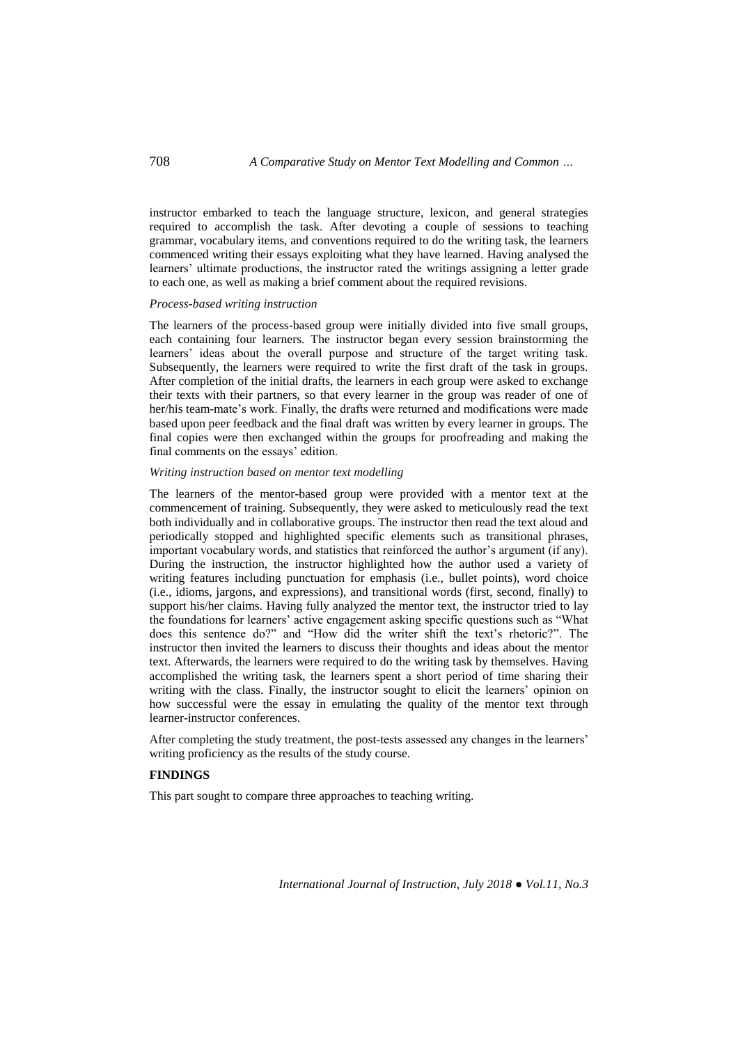instructor embarked to teach the language structure, lexicon, and general strategies required to accomplish the task. After devoting a couple of sessions to teaching grammar, vocabulary items, and conventions required to do the writing task, the learners commenced writing their essays exploiting what they have learned. Having analysed the learners' ultimate productions, the instructor rated the writings assigning a letter grade to each one, as well as making a brief comment about the required revisions.

*Process-based writing instruction*

The learners of the process-based group were initially divided into five small groups, each containing four learners. The instructor began every session brainstorming the learners' ideas about the overall purpose and structure of the target writing task. Subsequently, the learners were required to write the first draft of the task in groups. After completion of the initial drafts, the learners in each group were asked to exchange their texts with their partners, so that every learner in the group was reader of one of her/his team-mate's work. Finally, the drafts were returned and modifications were made based upon peer feedback and the final draft was written by every learner in groups. The final copies were then exchanged within the groups for proofreading and making the final comments on the essays' edition.

*Writing instruction based on mentor text modelling*

The learners of the mentor-based group were provided with a mentor text at the commencement of training. Subsequently, they were asked to meticulously read the text both individually and in collaborative groups. The instructor then read the text aloud and periodically stopped and highlighted specific elements such as transitional phrases, important vocabulary words, and statistics that reinforced the author's argument (if any). During the instruction, the instructor highlighted how the author used a variety of writing features including punctuation for emphasis (i.e., bullet points), word choice (i.e., idioms, jargons, and expressions), and transitional words (first, second, finally) to support his/her claims. Having fully analyzed the mentor text, the instructor tried to lay the foundations for learners' active engagement asking specific questions such as "What does this sentence do?" and "How did the writer shift the text's rhetoric?". The instructor then invited the learners to discuss their thoughts and ideas about the mentor text. Afterwards, the learners were required to do the writing task by themselves. Having accomplished the writing task, the learners spent a short period of time sharing their writing with the class. Finally, the instructor sought to elicit the learners' opinion on how successful were the essay in emulating the quality of the mentor text through learner-instructor conferences.

After completing the study treatment, the post-tests assessed any changes in the learners' writing proficiency as the results of the study course.

## FINDINGS

This part sought to compare three approaches to teaching writing.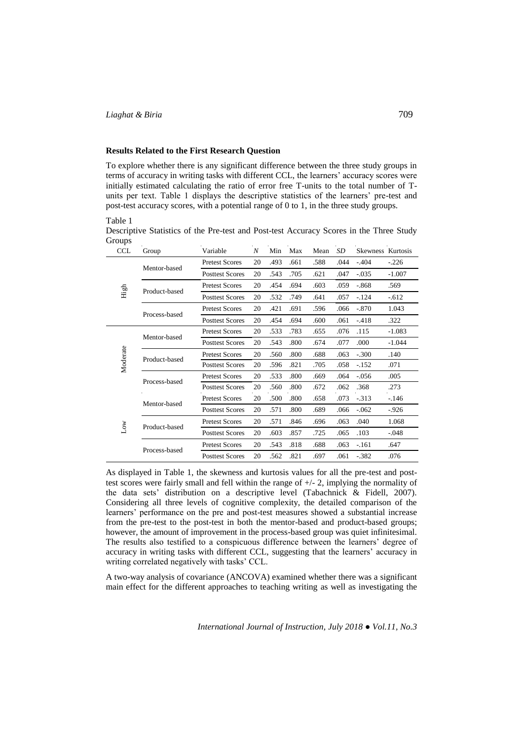**Results Related to the First Research Question**

To explore whether there is any significant difference between the three study groups in terms of accuracy in writing tasks with different CCL, the learners' accuracy scores were initially estimated calculating the ratio of error free T-units to the total number of T-units per text. Table 1 displays the descriptive statistics of the learners' pre-test and post-test accuracy scores, with a potential range of 0 to 1, in the three study groups.

Table 1
Descriptive Statistics of the Pre-test and Post-test Accuracy Scores in the Three Study Groups

| CCL | Group | Variable | *N* | Min | Max | Mean | *SD* | Skewness | Kurtosis |
|---|---|---|---|---|---|---|---|---|---|
| High | Mentor-based | Pretest Scores | 20 | .493 | .661 | .588 | .044 | -.404 | -.226 |
| | | Posttest Scores | 20 | .543 | .705 | .621 | .047 | -.035 | -1.007 |
| | Product-based | Pretest Scores | 20 | .454 | .694 | .603 | .059 | -.868 | .569 |
| | | Posttest Scores | 20 | .532 | .749 | .641 | .057 | -.124 | -.612 |
| | Process-based | Pretest Scores | 20 | .421 | .691 | .596 | .066 | -.870 | 1.043 |
| | | Posttest Scores | 20 | .454 | .694 | .600 | .061 | -.418 | .322 |
| Moderate | Mentor-based | Pretest Scores | 20 | .533 | .783 | .655 | .076 | .115 | -1.083 |
| | | Posttest Scores | 20 | .543 | .800 | .674 | .077 | .000 | -1.044 |
| | Product-based | Pretest Scores | 20 | .560 | .800 | .688 | .063 | -.300 | .140 |
| | | Posttest Scores | 20 | .596 | .821 | .705 | .058 | -.152 | .071 |
| | Process-based | Pretest Scores | 20 | .533 | .800 | .669 | .064 | -.056 | .005 |
| | | Posttest Scores | 20 | .560 | .800 | .672 | .062 | .368 | .273 |
| Low | Mentor-based | Pretest Scores | 20 | .500 | .800 | .658 | .073 | -.313 | -.146 |
| | | Posttest Scores | 20 | .571 | .800 | .689 | .066 | -.062 | -.926 |
| | Product-based | Pretest Scores | 20 | .571 | .846 | .696 | .063 | .040 | 1.068 |
| | | Posttest Scores | 20 | .603 | .857 | .725 | .065 | .103 | -.048 |
| | Process-based | Pretest Scores | 20 | .543 | .818 | .688 | .063 | -.161 | .647 |
| | | Posttest Scores | 20 | .562 | .821 | .697 | .061 | -.382 | .076 |

As displayed in Table 1, the skewness and kurtosis values for all the pre-test and post-test scores were fairly small and fell within the range of +/- 2, implying the normality of the data sets' distribution on a descriptive level (Tabachnick & Fidell, 2007). Considering all three levels of cognitive complexity, the detailed comparison of the learners' performance on the pre and post-test measures showed a substantial increase from the pre-test to the post-test in both the mentor-based and product-based groups; however, the amount of improvement in the process-based group was quiet infinitesimal. The results also testified to a conspicuous difference between the learners' degree of accuracy in writing tasks with different CCL, suggesting that the learners' accuracy in writing correlated negatively with tasks' CCL.

A two-way analysis of covariance (ANCOVA) examined whether there was a significant main effect for the different approaches to teaching writing as well as investigating the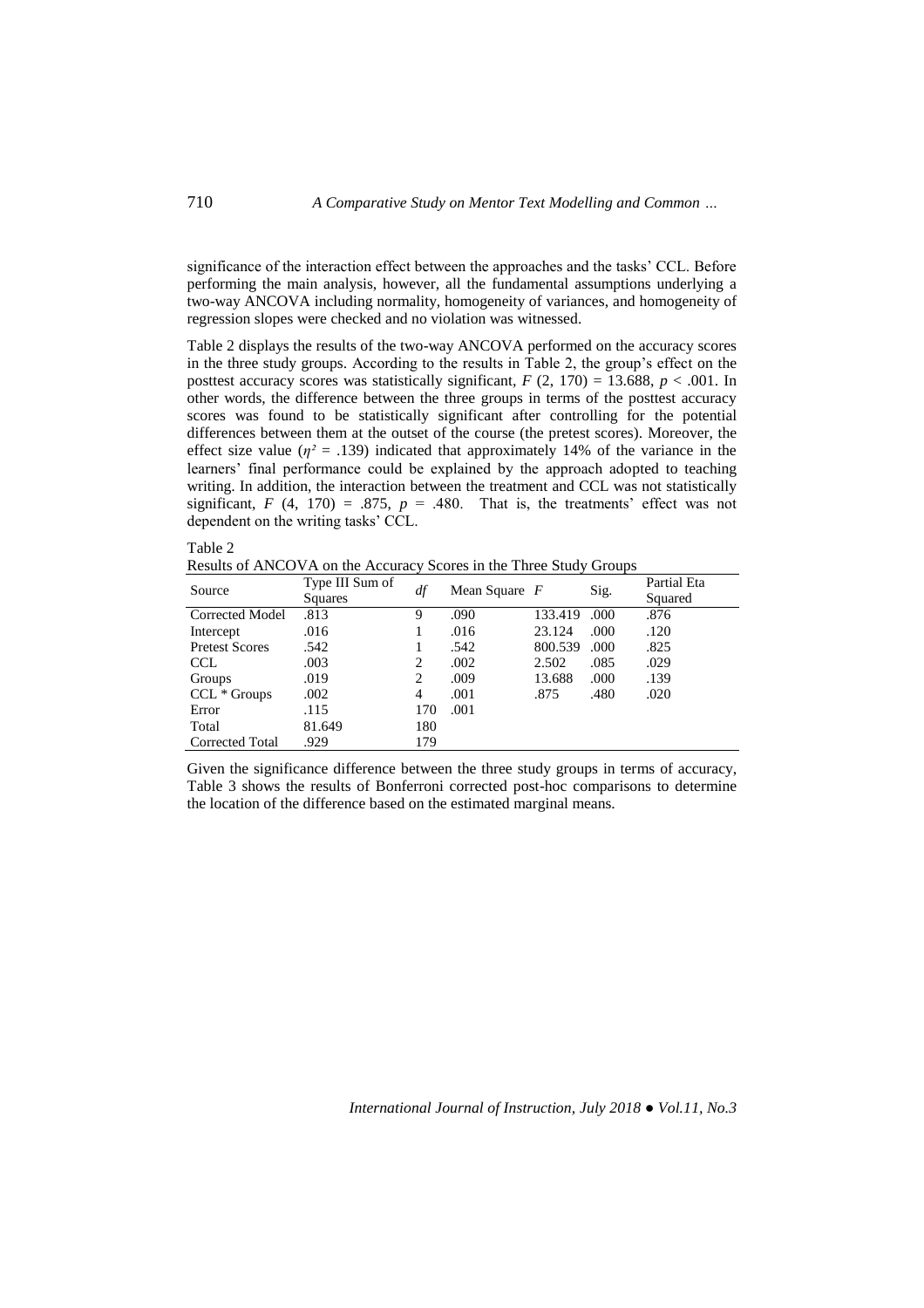significance of the interaction effect between the approaches and the tasks' CCL. Before performing the main analysis, however, all the fundamental assumptions underlying a two-way ANCOVA including normality, homogeneity of variances, and homogeneity of regression slopes were checked and no violation was witnessed.

Table 2 displays the results of the two-way ANCOVA performed on the accuracy scores in the three study groups. According to the results in Table 2, the group's effect on the posttest accuracy scores was statistically significant, $F$ (2, 170) = 13.688, $p < .001$. In other words, the difference between the three groups in terms of the posttest accuracy scores was found to be statistically significant after controlling for the potential differences between them at the outset of the course (the pretest scores). Moreover, the effect size value ($\eta^2 = .139$) indicated that approximately 14% of the variance in the learners' final performance could be explained by the approach adopted to teaching writing. In addition, the interaction between the treatment and CCL was not statistically significant, $F$ (4, 170) = .875, $p = .480$. That is, the treatments' effect was not dependent on the writing tasks' CCL.

Table 2
Results of ANCOVA on the Accuracy Scores in the Three Study Groups

| Source | Type III Sum of Squares | *df* | Mean Square | *F* | Sig. | Partial Eta Squared |
|---|---|---|---|---|---|---|
| Corrected Model | .813 | 9 | .090 | 133.419 | .000 | .876 |
| Intercept | .016 | 1 | .016 | 23.124 | .000 | .120 |
| Pretest Scores | .542 | 1 | .542 | 800.539 | .000 | .825 |
| CCL | .003 | 2 | .002 | 2.502 | .085 | .029 |
| Groups | .019 | 2 | .009 | 13.688 | .000 | .139 |
| CCL * Groups | .002 | 4 | .001 | .875 | .480 | .020 |
| Error | .115 | 170 | .001 | | | |
| Total | 81.649 | 180 | | | | |
| Corrected Total | .929 | 179 | | | | |

Given the significance difference between the three study groups in terms of accuracy, Table 3 shows the results of Bonferroni corrected post-hoc comparisons to determine the location of the difference based on the estimated marginal means.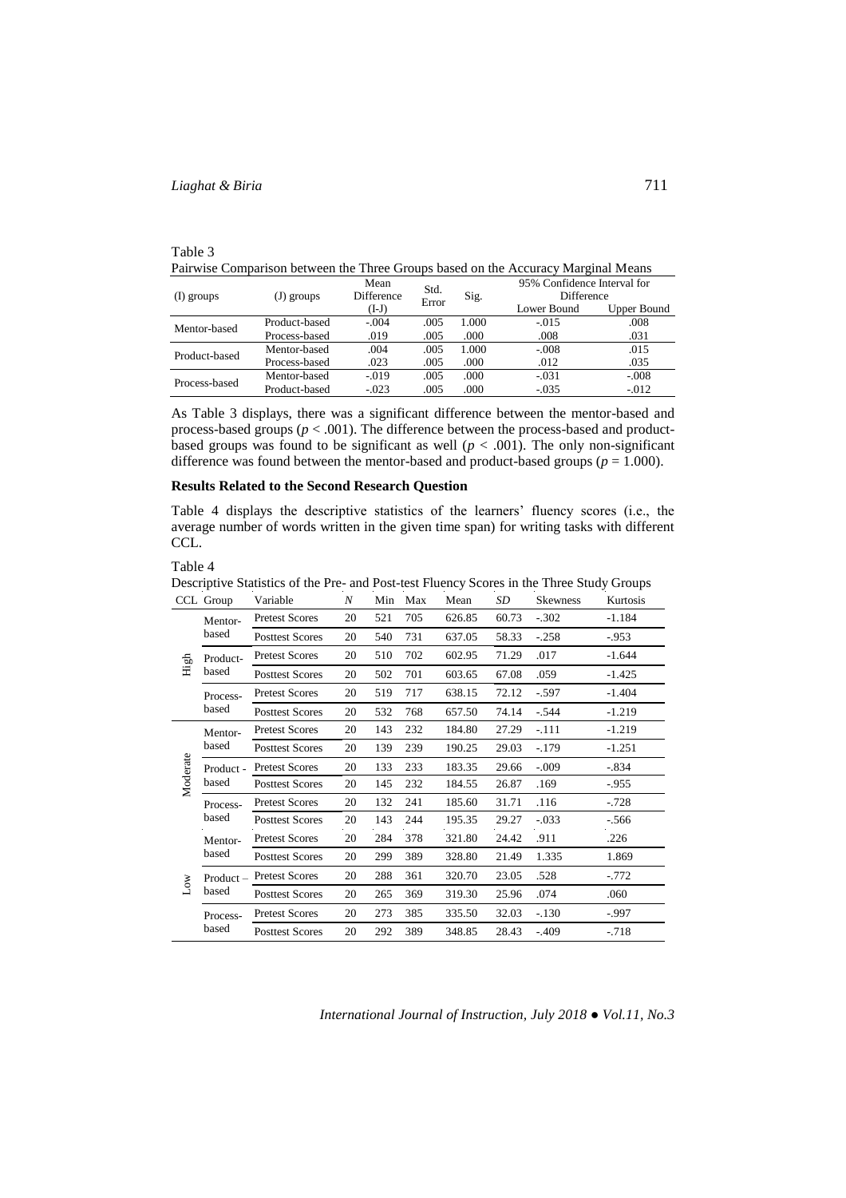Table 3

Pairwise Comparison between the Three Groups based on the Accuracy Marginal Means

| (I) groups | (J) groups | Mean Difference (I-J) | Std. Error | Sig. | 95% Confidence Interval for Difference | |
|---|---|---|---|---|---|---|
| | | | | | Lower Bound | Upper Bound |
| Mentor-based | Product-based | -.004 | .005 | 1.000 | -.015 | .008 |
| | Process-based | .019 | .005 | .000 | .008 | .031 |
| Product-based | Mentor-based | .004 | .005 | 1.000 | -.008 | .015 |
| | Process-based | .023 | .005 | .000 | .012 | .035 |
| Process-based | Mentor-based | -.019 | .005 | .000 | -.031 | -.008 |
| | Product-based | -.023 | .005 | .000 | -.035 | -.012 |

As Table 3 displays, there was a significant difference between the mentor-based and process-based groups ($p < .001$). The difference between the process-based and product-based groups was found to be significant as well ($p < .001$). The only non-significant difference was found between the mentor-based and product-based groups ($p = 1.000$).

**Results Related to the Second Research Question**

Table 4 displays the descriptive statistics of the learners' fluency scores (i.e., the average number of words written in the given time span) for writing tasks with different CCL.

Table 4

Descriptive Statistics of the Pre- and Post-test Fluency Scores in the Three Study Groups

| CCL | Group | Variable | *N* | Min | Max | Mean | *SD* | Skewness | Kurtosis |
|---|---|---|---|---|---|---|---|---|---|
| High | Mentor-based | Pretest Scores | 20 | 521 | 705 | 626.85 | 60.73 | -.302 | -1.184 |
| | | Posttest Scores | 20 | 540 | 731 | 637.05 | 58.33 | -.258 | -.953 |
| | Product-based | Pretest Scores | 20 | 510 | 702 | 602.95 | 71.29 | .017 | -1.644 |
| | | Posttest Scores | 20 | 502 | 701 | 603.65 | 67.08 | .059 | -1.425 |
| | Process-based | Pretest Scores | 20 | 519 | 717 | 638.15 | 72.12 | -.597 | -1.404 |
| | | Posttest Scores | 20 | 532 | 768 | 657.50 | 74.14 | -.544 | -1.219 |
| Moderate | Mentor-based | Pretest Scores | 20 | 143 | 232 | 184.80 | 27.29 | -.111 | -1.219 |
| | | Posttest Scores | 20 | 139 | 239 | 190.25 | 29.03 | -.179 | -1.251 |
| | Product - based | Pretest Scores | 20 | 133 | 233 | 183.35 | 29.66 | -.009 | -.834 |
| | | Posttest Scores | 20 | 145 | 232 | 184.55 | 26.87 | .169 | -.955 |
| | Process-based | Pretest Scores | 20 | 132 | 241 | 185.60 | 31.71 | .116 | -.728 |
| | | Posttest Scores | 20 | 143 | 244 | 195.35 | 29.27 | -.033 | -.566 |
| Low | Mentor-based | Pretest Scores | 20 | 284 | 378 | 321.80 | 24.42 | .911 | .226 |
| | | Posttest Scores | 20 | 299 | 389 | 328.80 | 21.49 | 1.335 | 1.869 |
| | Product – based | Pretest Scores | 20 | 288 | 361 | 320.70 | 23.05 | .528 | -.772 |
| | | Posttest Scores | 20 | 265 | 369 | 319.30 | 25.96 | .074 | .060 |
| | Process-based | Pretest Scores | 20 | 273 | 385 | 335.50 | 32.03 | -.130 | -.997 |
| | | Posttest Scores | 20 | 292 | 389 | 348.85 | 28.43 | -.409 | -.718 |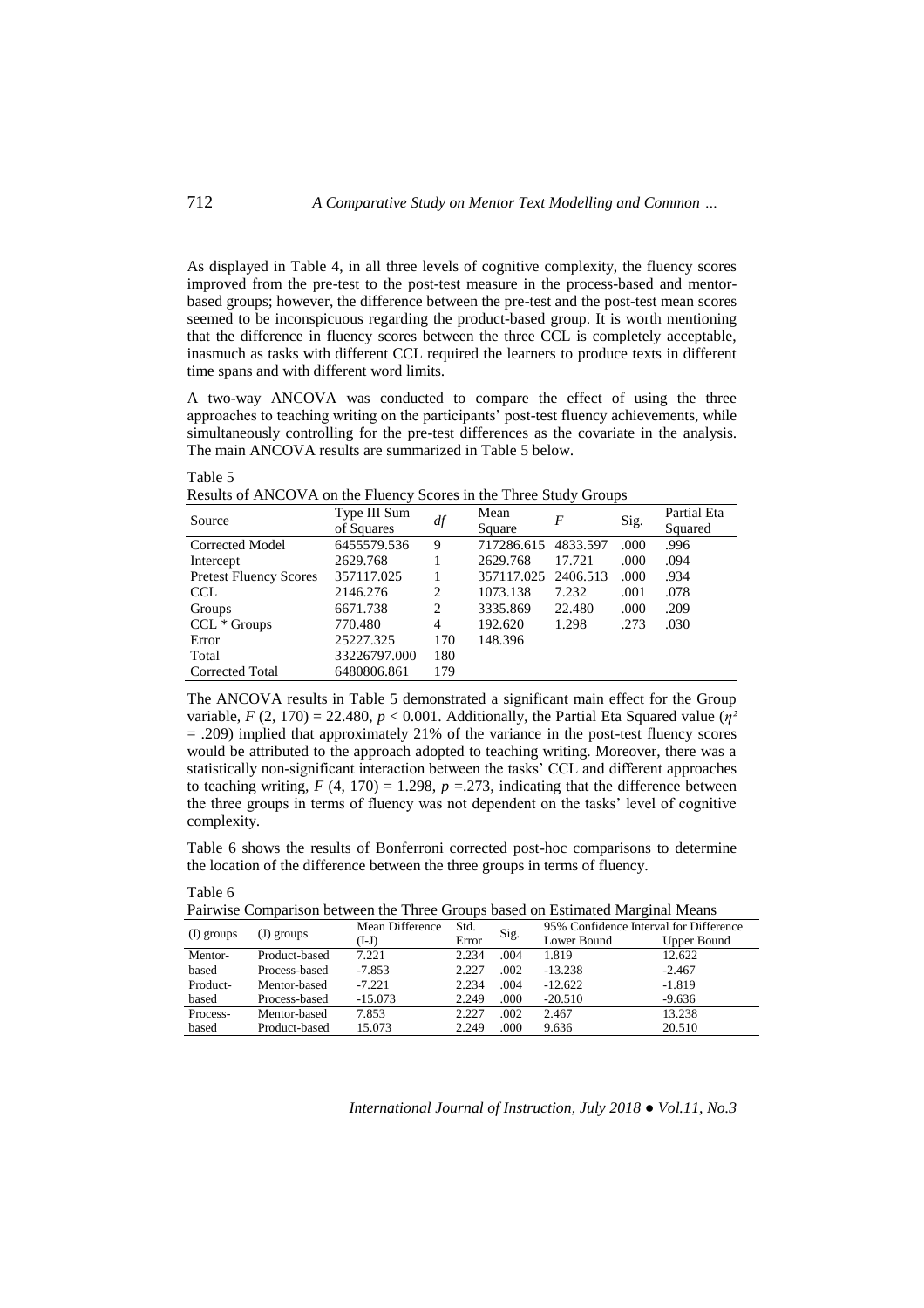As displayed in Table 4, in all three levels of cognitive complexity, the fluency scores improved from the pre-test to the post-test measure in the process-based and mentor-based groups; however, the difference between the pre-test and the post-test mean scores seemed to be inconspicuous regarding the product-based group. It is worth mentioning that the difference in fluency scores between the three CCL is completely acceptable, inasmuch as tasks with different CCL required the learners to produce texts in different time spans and with different word limits.

A two-way ANCOVA was conducted to compare the effect of using the three approaches to teaching writing on the participants' post-test fluency achievements, while simultaneously controlling for the pre-test differences as the covariate in the analysis. The main ANCOVA results are summarized in Table 5 below.

Table 5
Results of ANCOVA on the Fluency Scores in the Three Study Groups

| Source | Type III Sum of Squares | *df* | Mean Square | *F* | Sig. | Partial Eta Squared |
|---|---|---|---|---|---|---|
| Corrected Model | 6455579.536 | 9 | 717286.615 | 4833.597 | .000 | .996 |
| Intercept | 2629.768 | 1 | 2629.768 | 17.721 | .000 | .094 |
| Pretest Fluency Scores | 357117.025 | 1 | 357117.025 | 2406.513 | .000 | .934 |
| CCL | 2146.276 | 2 | 1073.138 | 7.232 | .001 | .078 |
| Groups | 6671.738 | 2 | 3335.869 | 22.480 | .000 | .209 |
| CCL * Groups | 770.480 | 4 | 192.620 | 1.298 | .273 | .030 |
| Error | 25227.325 | 170 | 148.396 | | | |
| Total | 33226797.000 | 180 | | | | |
| Corrected Total | 6480806.861 | 179 | | | | |

The ANCOVA results in Table 5 demonstrated a significant main effect for the Group variable, $F$ (2, 170) = 22.480, $p < 0.001$. Additionally, the Partial Eta Squared value ($\eta^2$ = .209) implied that approximately 21% of the variance in the post-test fluency scores would be attributed to the approach adopted to teaching writing. Moreover, there was a statistically non-significant interaction between the tasks' CCL and different approaches to teaching writing, $F$ (4, 170) = 1.298, $p$ =.273, indicating that the difference between the three groups in terms of fluency was not dependent on the tasks' level of cognitive complexity.

Table 6 shows the results of Bonferroni corrected post-hoc comparisons to determine the location of the difference between the three groups in terms of fluency.

Table 6
Pairwise Comparison between the Three Groups based on Estimated Marginal Means

| (I) groups | (J) groups | Mean Difference (I-J) | Std. Error | Sig. | 95% Confidence Interval for Difference Lower Bound | Upper Bound |
|---|---|---|---|---|---|---|
| Mentor-based | Product-based | 7.221 | 2.234 | .004 | 1.819 | 12.622 |
| | Process-based | -7.853 | 2.227 | .002 | -13.238 | -2.467 |
| Product-based | Mentor-based | -7.221 | 2.234 | .004 | -12.622 | -1.819 |
| | Process-based | -15.073 | 2.249 | .000 | -20.510 | -9.636 |
| Process-based | Mentor-based | 7.853 | 2.227 | .002 | 2.467 | 13.238 |
| | Product-based | 15.073 | 2.249 | .000 | 9.636 | 20.510 |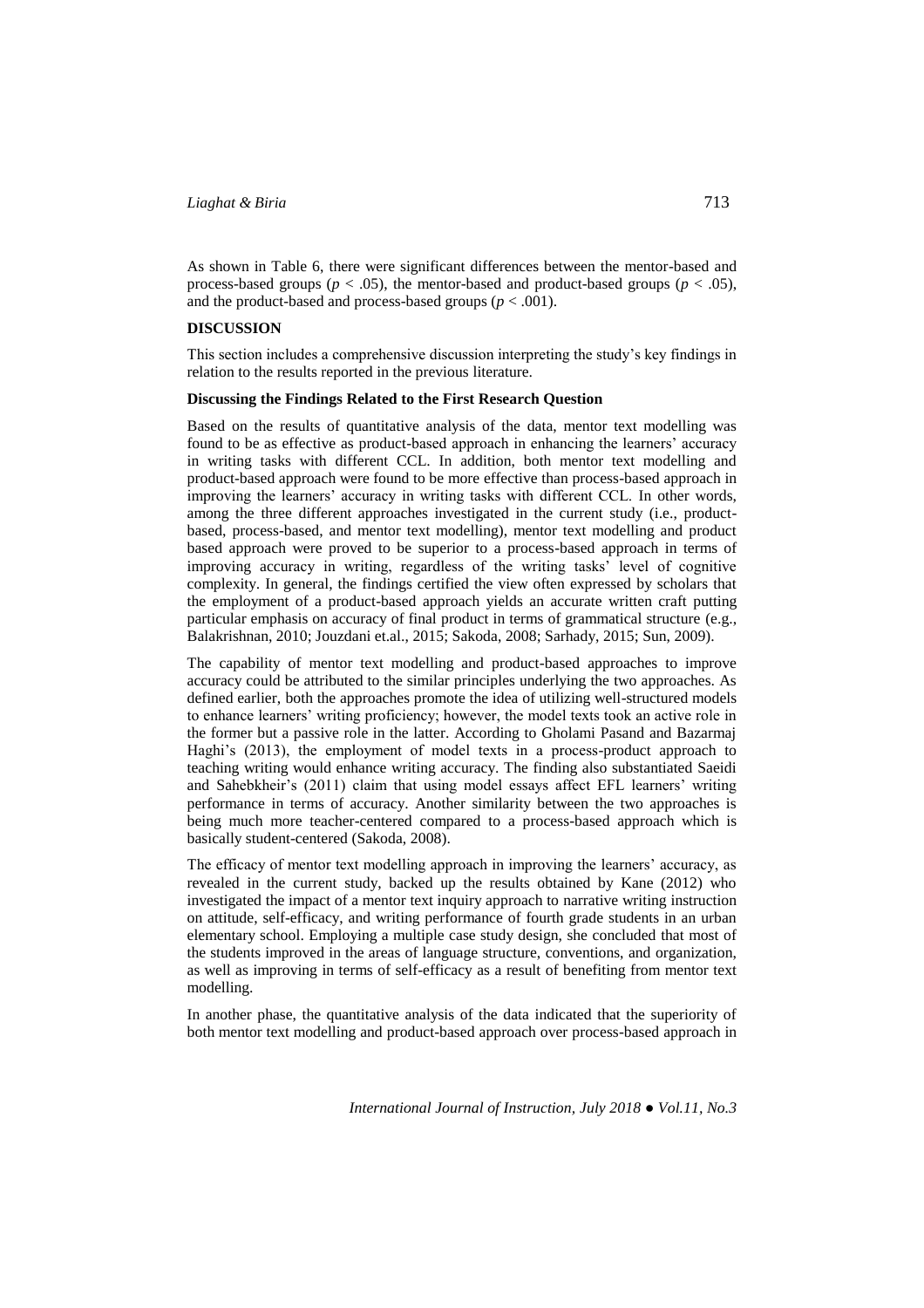As shown in Table 6, there were significant differences between the mentor-based and process-based groups ($p < .05$), the mentor-based and product-based groups ($p < .05$), and the product-based and process-based groups ($p < .001$).

## DISCUSSION

This section includes a comprehensive discussion interpreting the study's key findings in relation to the results reported in the previous literature.

### Discussing the Findings Related to the First Research Question

Based on the results of quantitative analysis of the data, mentor text modelling was found to be as effective as product-based approach in enhancing the learners' accuracy in writing tasks with different CCL. In addition, both mentor text modelling and product-based approach were found to be more effective than process-based approach in improving the learners' accuracy in writing tasks with different CCL. In other words, among the three different approaches investigated in the current study (i.e., product-based, process-based, and mentor text modelling), mentor text modelling and product based approach were proved to be superior to a process-based approach in terms of improving accuracy in writing, regardless of the writing tasks' level of cognitive complexity. In general, the findings certified the view often expressed by scholars that the employment of a product-based approach yields an accurate written craft putting particular emphasis on accuracy of final product in terms of grammatical structure (e.g., Balakrishnan, 2010; Jouzdani et.al., 2015; Sakoda, 2008; Sarhady, 2015; Sun, 2009).

The capability of mentor text modelling and product-based approaches to improve accuracy could be attributed to the similar principles underlying the two approaches. As defined earlier, both the approaches promote the idea of utilizing well-structured models to enhance learners' writing proficiency; however, the model texts took an active role in the former but a passive role in the latter. According to Gholami Pasand and Bazarmaj Haghi's (2013), the employment of model texts in a process-product approach to teaching writing would enhance writing accuracy. The finding also substantiated Saeidi and Sahebkheir's (2011) claim that using model essays affect EFL learners' writing performance in terms of accuracy. Another similarity between the two approaches is being much more teacher-centered compared to a process-based approach which is basically student-centered (Sakoda, 2008).

The efficacy of mentor text modelling approach in improving the learners' accuracy, as revealed in the current study, backed up the results obtained by Kane (2012) who investigated the impact of a mentor text inquiry approach to narrative writing instruction on attitude, self-efficacy, and writing performance of fourth grade students in an urban elementary school. Employing a multiple case study design, she concluded that most of the students improved in the areas of language structure, conventions, and organization, as well as improving in terms of self-efficacy as a result of benefiting from mentor text modelling.

In another phase, the quantitative analysis of the data indicated that the superiority of both mentor text modelling and product-based approach over process-based approach in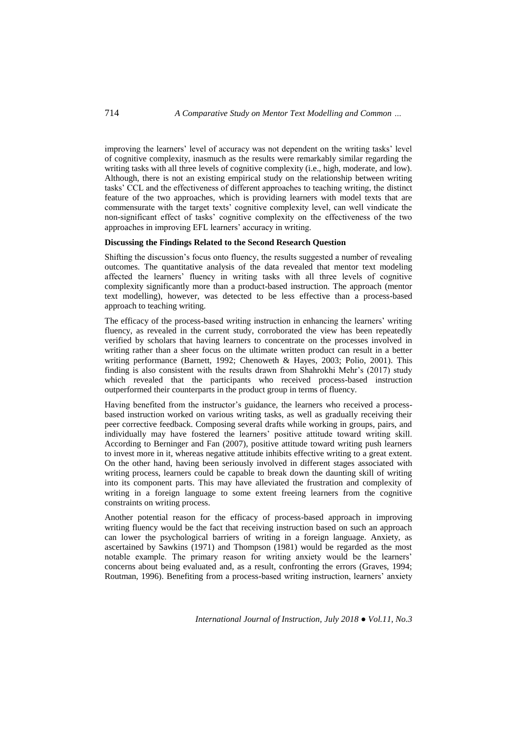improving the learners' level of accuracy was not dependent on the writing tasks' level of cognitive complexity, inasmuch as the results were remarkably similar regarding the writing tasks with all three levels of cognitive complexity (i.e., high, moderate, and low). Although, there is not an existing empirical study on the relationship between writing tasks' CCL and the effectiveness of different approaches to teaching writing, the distinct feature of the two approaches, which is providing learners with model texts that are commensurate with the target texts' cognitive complexity level, can well vindicate the non-significant effect of tasks' cognitive complexity on the effectiveness of the two approaches in improving EFL learners' accuracy in writing.

**Discussing the Findings Related to the Second Research Question**

Shifting the discussion's focus onto fluency, the results suggested a number of revealing outcomes. The quantitative analysis of the data revealed that mentor text modeling affected the learners' fluency in writing tasks with all three levels of cognitive complexity significantly more than a product-based instruction. The approach (mentor text modelling), however, was detected to be less effective than a process-based approach to teaching writing.

The efficacy of the process-based writing instruction in enhancing the learners' writing fluency, as revealed in the current study, corroborated the view has been repeatedly verified by scholars that having learners to concentrate on the processes involved in writing rather than a sheer focus on the ultimate written product can result in a better writing performance (Barnett, 1992; Chenoweth & Hayes, 2003; Polio, 2001). This finding is also consistent with the results drawn from Shahrokhi Mehr's (2017) study which revealed that the participants who received process-based instruction outperformed their counterparts in the product group in terms of fluency.

Having benefited from the instructor's guidance, the learners who received a process-based instruction worked on various writing tasks, as well as gradually receiving their peer corrective feedback. Composing several drafts while working in groups, pairs, and individually may have fostered the learners' positive attitude toward writing skill. According to Berninger and Fan (2007), positive attitude toward writing push learners to invest more in it, whereas negative attitude inhibits effective writing to a great extent. On the other hand, having been seriously involved in different stages associated with writing process, learners could be capable to break down the daunting skill of writing into its component parts. This may have alleviated the frustration and complexity of writing in a foreign language to some extent freeing learners from the cognitive constraints on writing process.

Another potential reason for the efficacy of process-based approach in improving writing fluency would be the fact that receiving instruction based on such an approach can lower the psychological barriers of writing in a foreign language. Anxiety, as ascertained by Sawkins (1971) and Thompson (1981) would be regarded as the most notable example. The primary reason for writing anxiety would be the learners' concerns about being evaluated and, as a result, confronting the errors (Graves, 1994; Routman, 1996). Benefiting from a process-based writing instruction, learners' anxiety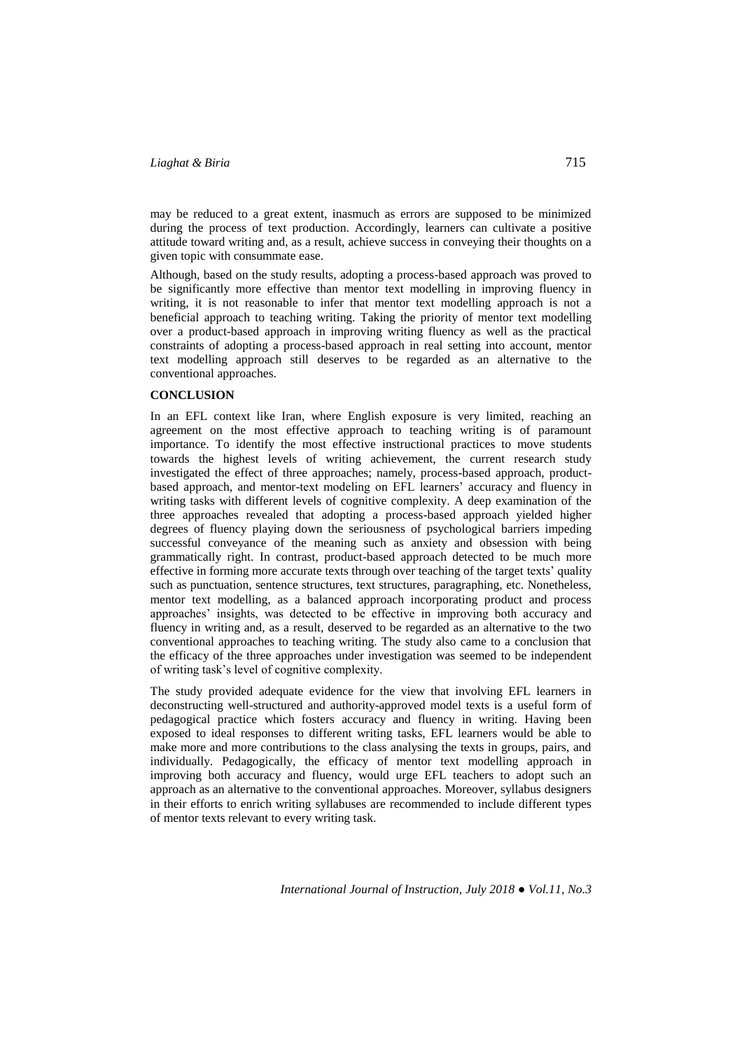may be reduced to a great extent, inasmuch as errors are supposed to be minimized during the process of text production. Accordingly, learners can cultivate a positive attitude toward writing and, as a result, achieve success in conveying their thoughts on a given topic with consummate ease.

Although, based on the study results, adopting a process-based approach was proved to be significantly more effective than mentor text modelling in improving fluency in writing, it is not reasonable to infer that mentor text modelling approach is not a beneficial approach to teaching writing. Taking the priority of mentor text modelling over a product-based approach in improving writing fluency as well as the practical constraints of adopting a process-based approach in real setting into account, mentor text modelling approach still deserves to be regarded as an alternative to the conventional approaches.

## CONCLUSION

In an EFL context like Iran, where English exposure is very limited, reaching an agreement on the most effective approach to teaching writing is of paramount importance. To identify the most effective instructional practices to move students towards the highest levels of writing achievement, the current research study investigated the effect of three approaches; namely, process-based approach, product-based approach, and mentor-text modeling on EFL learners' accuracy and fluency in writing tasks with different levels of cognitive complexity. A deep examination of the three approaches revealed that adopting a process-based approach yielded higher degrees of fluency playing down the seriousness of psychological barriers impeding successful conveyance of the meaning such as anxiety and obsession with being grammatically right. In contrast, product-based approach detected to be much more effective in forming more accurate texts through over teaching of the target texts' quality such as punctuation, sentence structures, text structures, paragraphing, etc. Nonetheless, mentor text modelling, as a balanced approach incorporating product and process approaches' insights, was detected to be effective in improving both accuracy and fluency in writing and, as a result, deserved to be regarded as an alternative to the two conventional approaches to teaching writing. The study also came to a conclusion that the efficacy of the three approaches under investigation was seemed to be independent of writing task's level of cognitive complexity.

The study provided adequate evidence for the view that involving EFL learners in deconstructing well-structured and authority-approved model texts is a useful form of pedagogical practice which fosters accuracy and fluency in writing. Having been exposed to ideal responses to different writing tasks, EFL learners would be able to make more and more contributions to the class analysing the texts in groups, pairs, and individually. Pedagogically, the efficacy of mentor text modelling approach in improving both accuracy and fluency, would urge EFL teachers to adopt such an approach as an alternative to the conventional approaches. Moreover, syllabus designers in their efforts to enrich writing syllabuses are recommended to include different types of mentor texts relevant to every writing task.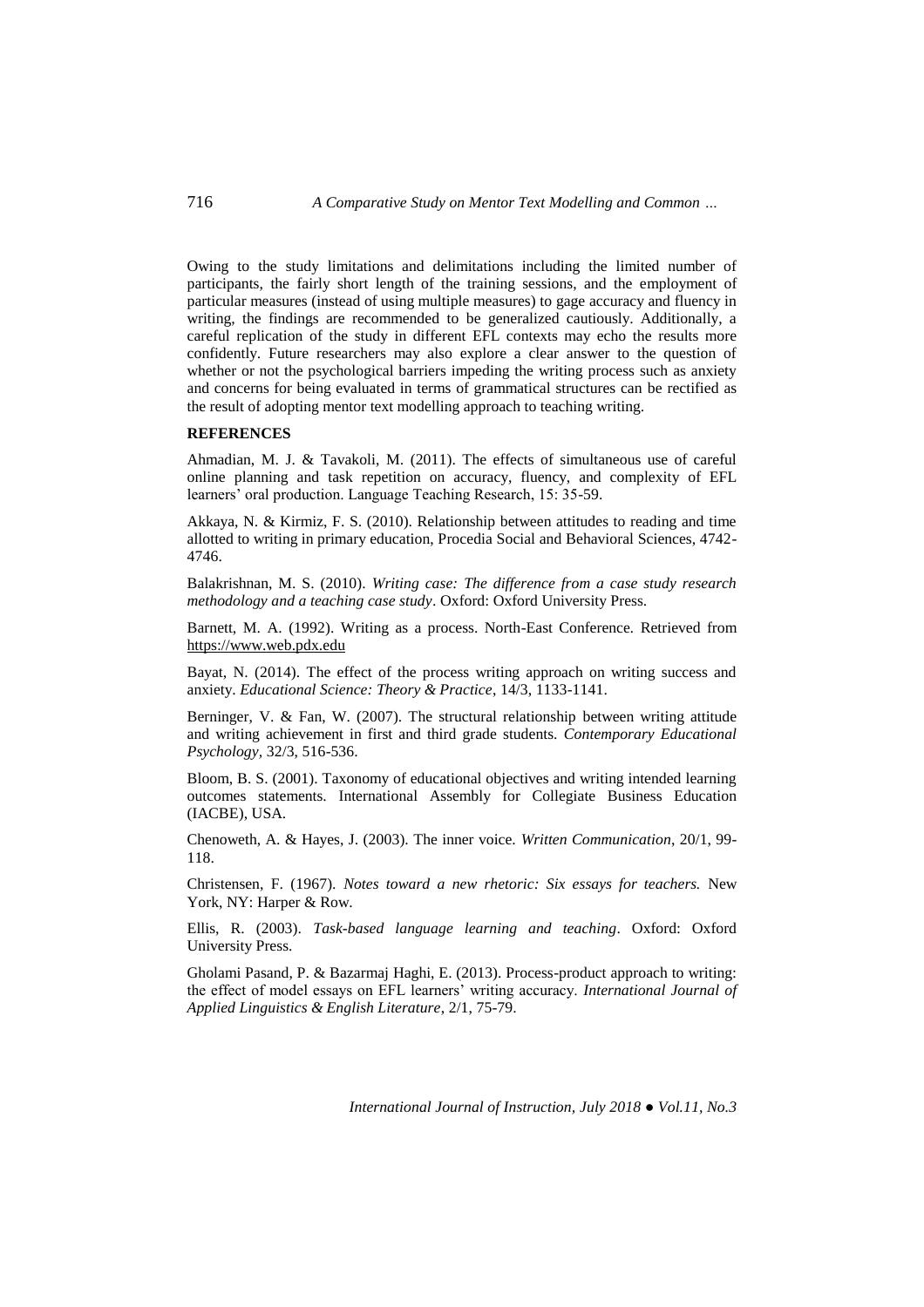Owing to the study limitations and delimitations including the limited number of participants, the fairly short length of the training sessions, and the employment of particular measures (instead of using multiple measures) to gage accuracy and fluency in writing, the findings are recommended to be generalized cautiously. Additionally, a careful replication of the study in different EFL contexts may echo the results more confidently. Future researchers may also explore a clear answer to the question of whether or not the psychological barriers impeding the writing process such as anxiety and concerns for being evaluated in terms of grammatical structures can be rectified as the result of adopting mentor text modelling approach to teaching writing.

## REFERENCES

Ahmadian, M. J. & Tavakoli, M. (2011). The effects of simultaneous use of careful online planning and task repetition on accuracy, fluency, and complexity of EFL learners' oral production. Language Teaching Research, 15: 35-59.

Akkaya, N. & Kirmiz, F. S. (2010). Relationship between attitudes to reading and time allotted to writing in primary education, Procedia Social and Behavioral Sciences, 4742-4746.

Balakrishnan, M. S. (2010). *Writing case: The difference from a case study research methodology and a teaching case study*. Oxford: Oxford University Press.

Barnett, M. A. (1992). Writing as a process. North-East Conference. Retrieved from https://www.web.pdx.edu

Bayat, N. (2014). The effect of the process writing approach on writing success and anxiety. *Educational Science: Theory & Practice*, 14/3, 1133-1141.

Berninger, V. & Fan, W. (2007). The structural relationship between writing attitude and writing achievement in first and third grade students. *Contemporary Educational Psychology*, 32/3, 516-536.

Bloom, B. S. (2001). Taxonomy of educational objectives and writing intended learning outcomes statements. International Assembly for Collegiate Business Education (IACBE), USA.

Chenoweth, A. & Hayes, J. (2003). The inner voice. *Written Communication*, 20/1, 99-118.

Christensen, F. (1967). *Notes toward a new rhetoric: Six essays for teachers.* New York, NY: Harper & Row.

Ellis, R. (2003). *Task-based language learning and teaching*. Oxford: Oxford University Press.

Gholami Pasand, P. & Bazarmaj Haghi, E. (2013). Process-product approach to writing: the effect of model essays on EFL learners' writing accuracy. *International Journal of Applied Linguistics & English Literature*, 2/1, 75-79.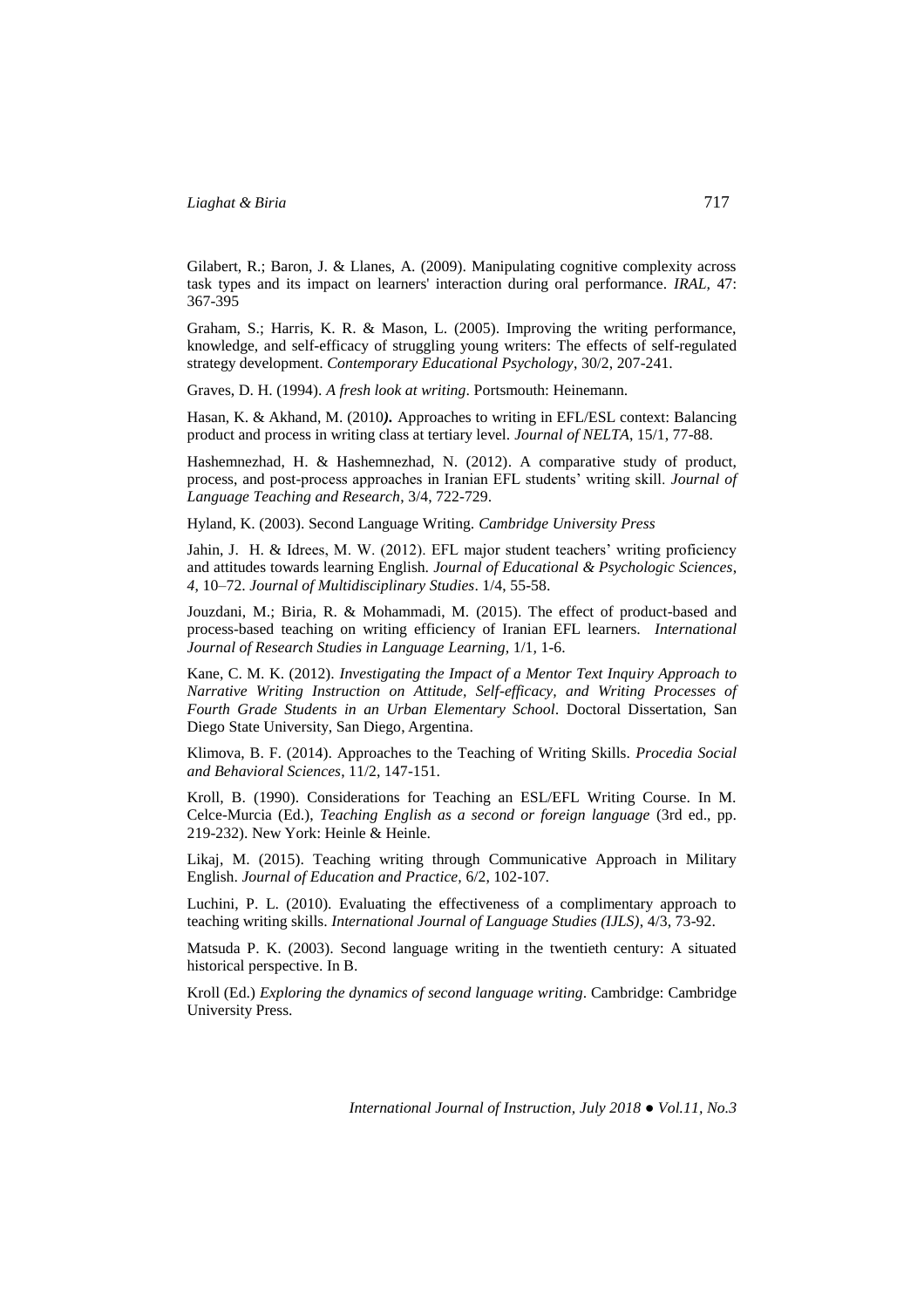Gilabert, R.; Baron, J. & Llanes, A. (2009). Manipulating cognitive complexity across task types and its impact on learners' interaction during oral performance. *IRAL,* 47: 367-395

Graham, S.; Harris, K. R. & Mason, L. (2005). Improving the writing performance, knowledge, and self-efficacy of struggling young writers: The effects of self-regulated strategy development. *Contemporary Educational Psychology*, 30/2, 207-241.

Graves, D. H. (1994). *A fresh look at writing*. Portsmouth: Heinemann.

Hasan, K. & Akhand, M. (2010***).*** Approaches to writing in EFL/ESL context: Balancing product and process in writing class at tertiary level. *Journal of NELTA*, 15/1, 77-88.

Hashemnezhad, H. & Hashemnezhad, N. (2012). A comparative study of product, process, and post-process approaches in Iranian EFL students' writing skill. *Journal of Language Teaching and Research*, 3/4, 722-729.

Hyland, K. (2003). Second Language Writing. *Cambridge University Press*

Jahin, J. H. & Idrees, M. W. (2012). EFL major student teachers' writing proficiency and attitudes towards learning English. *Journal of Educational & Psychologic Sciences*, *4*, 10–72. *Journal of Multidisciplinary Studies*. 1/4, 55-58.

Jouzdani, M.; Biria, R. & Mohammadi, M. (2015). The effect of product-based and process-based teaching on writing efficiency of Iranian EFL learners. *International Journal of Research Studies in Language Learning,* 1/1, 1-6.

Kane, C. M. K. (2012). *Investigating the Impact of a Mentor Text Inquiry Approach to Narrative Writing Instruction on Attitude, Self-efficacy, and Writing Processes of Fourth Grade Students in an Urban Elementary School*. Doctoral Dissertation, San Diego State University, San Diego, Argentina.

Klimova, B. F. (2014). Approaches to the Teaching of Writing Skills. *Procedia Social and Behavioral Sciences*, 11/2, 147-151.

Kroll, B. (1990). Considerations for Teaching an ESL/EFL Writing Course. In M. Celce-Murcia (Ed.), *Teaching English as a second or foreign language* (3rd ed., pp. 219-232). New York: Heinle & Heinle.

Likaj, M. (2015). Teaching writing through Communicative Approach in Military English. *Journal of Education and Practice,* 6/2, 102-107*.*

Luchini, P. L. (2010). Evaluating the effectiveness of a complimentary approach to teaching writing skills. *International Journal of Language Studies (IJLS)*, 4/3, 73-92.

Matsuda P. K. (2003). Second language writing in the twentieth century: A situated historical perspective. In B.

Kroll (Ed.) *Exploring the dynamics of second language writing*. Cambridge: Cambridge University Press.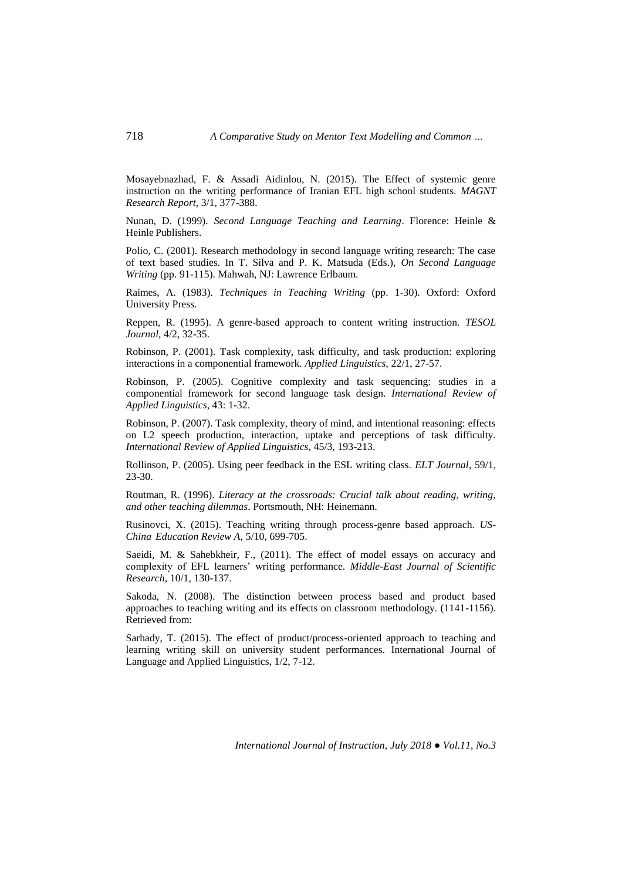Mosayebnazhad, F. & Assadi Aidinlou, N. (2015). The Effect of systemic genre instruction on the writing performance of Iranian EFL high school students. *MAGNT Research Report*, 3/1, 377-388.

Nunan, D. (1999). *Second Language Teaching and Learning*. Florence: Heinle & Heinle Publishers.

Polio, C. (2001). Research methodology in second language writing research: The case of text based studies. In T. Silva and P. K. Matsuda (Eds.), *On Second Language Writing* (pp. 91-115). Mahwah, NJ: Lawrence Erlbaum.

Raimes, A. (1983). *Techniques in Teaching Writing* (pp. 1-30). Oxford: Oxford University Press.

Reppen, R. (1995). A genre-based approach to content writing instruction. *TESOL Journal*, 4/2, 32-35.

Robinson, P. (2001). Task complexity, task difficulty, and task production: exploring interactions in a componential framework. *Applied Linguistics*, 22/1, 27-57.

Robinson, P. (2005). Cognitive complexity and task sequencing: studies in a componential framework for second language task design. *International Review of Applied Linguistics*, 43: 1-32.

Robinson, P. (2007). Task complexity, theory of mind, and intentional reasoning: effects on L2 speech production, interaction, uptake and perceptions of task difficulty. *International Review of Applied Linguistics*, 45/3, 193-213.

Rollinson, P. (2005). Using peer feedback in the ESL writing class. *ELT Journal*, 59/1, 23-30.

Routman, R. (1996). *Literacy at the crossroads: Crucial talk about reading, writing, and other teaching dilemmas*. Portsmouth, NH: Heinemann.

Rusinovci, X. (2015). Teaching writing through process-genre based approach. *US-China Education Review A*, 5/10, 699-705.

Saeidi, M. & Sahebkheir, F., (2011). The effect of model essays on accuracy and complexity of EFL learners' writing performance. *Middle-East Journal of Scientific Research*, 10/1, 130-137.

Sakoda, N. (2008). The distinction between process based and product based approaches to teaching writing and its effects on classroom methodology. (1141-1156). Retrieved from:

Sarhady, T. (2015). The effect of product/process-oriented approach to teaching and learning writing skill on university student performances. International Journal of Language and Applied Linguistics, 1/2, 7-12.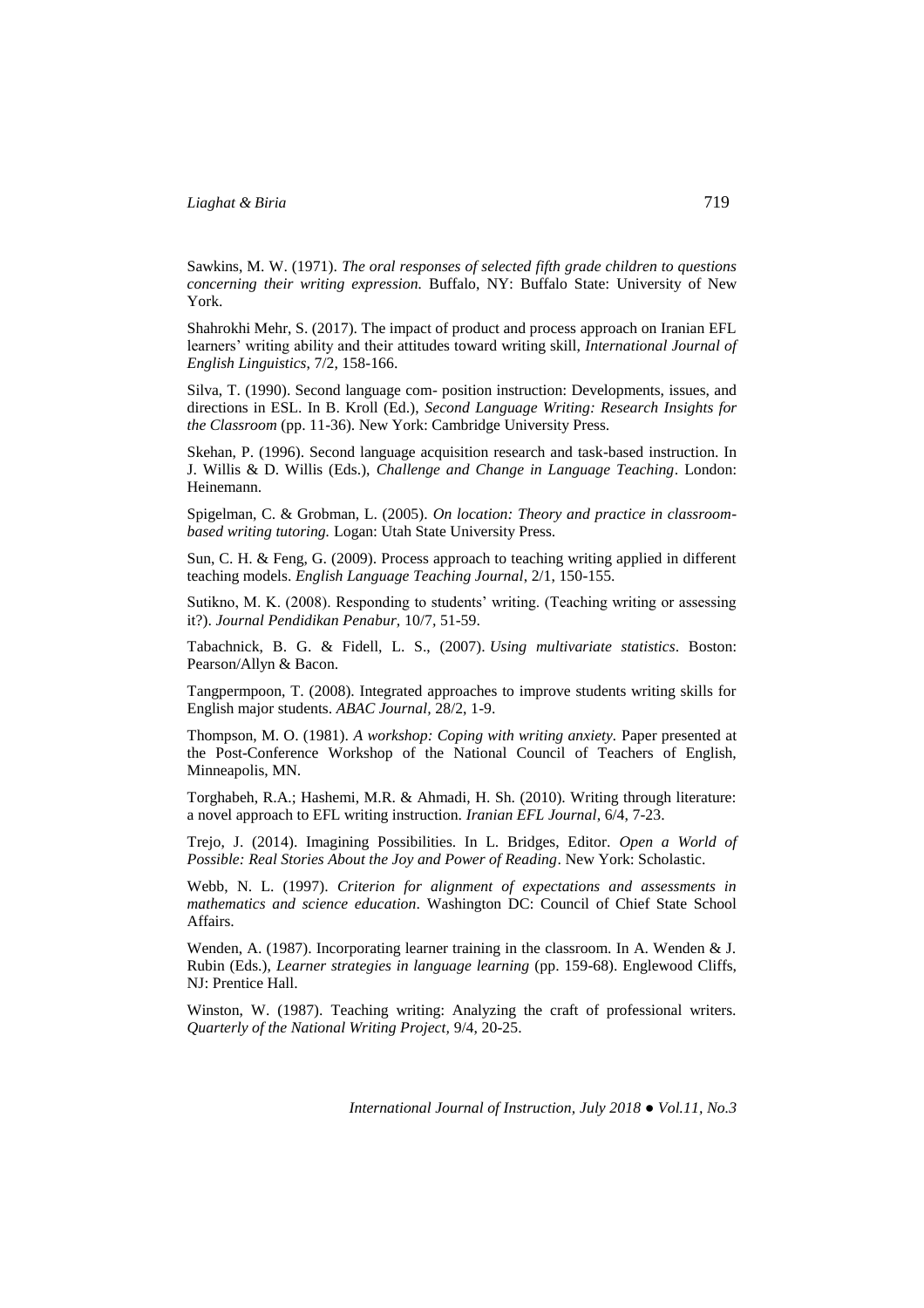Sawkins, M. W. (1971). *The oral responses of selected fifth grade children to questions concerning their writing expression.* Buffalo, NY: Buffalo State: University of New York.

Shahrokhi Mehr, S. (2017). The impact of product and process approach on Iranian EFL learners' writing ability and their attitudes toward writing skill, *International Journal of English Linguistics*, 7/2, 158-166.

Silva, T. (1990). Second language com- position instruction: Developments, issues, and directions in ESL. In B. Kroll (Ed.), *Second Language Writing: Research Insights for the Classroom* (pp. 11-36). New York: Cambridge University Press.

Skehan, P. (1996). Second language acquisition research and task-based instruction. In J. Willis & D. Willis (Eds.), *Challenge and Change in Language Teaching*. London: Heinemann.

Spigelman, C. & Grobman, L. (2005). *On location: Theory and practice in classroom-based writing tutoring.* Logan: Utah State University Press.

Sun, C. H. & Feng, G. (2009). Process approach to teaching writing applied in different teaching models. *English Language Teaching Journal*, 2/1, 150-155.

Sutikno, M. K. (2008). Responding to students' writing. (Teaching writing or assessing it?). *Journal Pendidikan Penabur,* 10/7, 51-59.

Tabachnick, B. G. & Fidell, L. S., (2007). *Using multivariate statistics*. Boston: Pearson/Allyn & Bacon.

Tangpermpoon, T. (2008). Integrated approaches to improve students writing skills for English major students. *ABAC Journal,* 28/2, 1-9.

Thompson, M. O. (1981). *A workshop: Coping with writing anxiety.* Paper presented at the Post-Conference Workshop of the National Council of Teachers of English, Minneapolis, MN.

Torghabeh, R.A.; Hashemi, M.R. & Ahmadi, H. Sh. (2010). Writing through literature: a novel approach to EFL writing instruction. *Iranian EFL Journal*, 6/4, 7-23.

Trejo, J. (2014). Imagining Possibilities. In L. Bridges, Editor. *Open a World of Possible: Real Stories About the Joy and Power of Reading*. New York: Scholastic.

Webb, N. L. (1997). *Criterion for alignment of expectations and assessments in mathematics and science education*. Washington DC: Council of Chief State School Affairs.

Wenden, A. (1987). Incorporating learner training in the classroom. In A. Wenden & J. Rubin (Eds.), *Learner strategies in language learning* (pp. 159-68). Englewood Cliffs, NJ: Prentice Hall.

Winston, W. (1987). Teaching writing: Analyzing the craft of professional writers. *Quarterly of the National Writing Project,* 9/4, 20-25.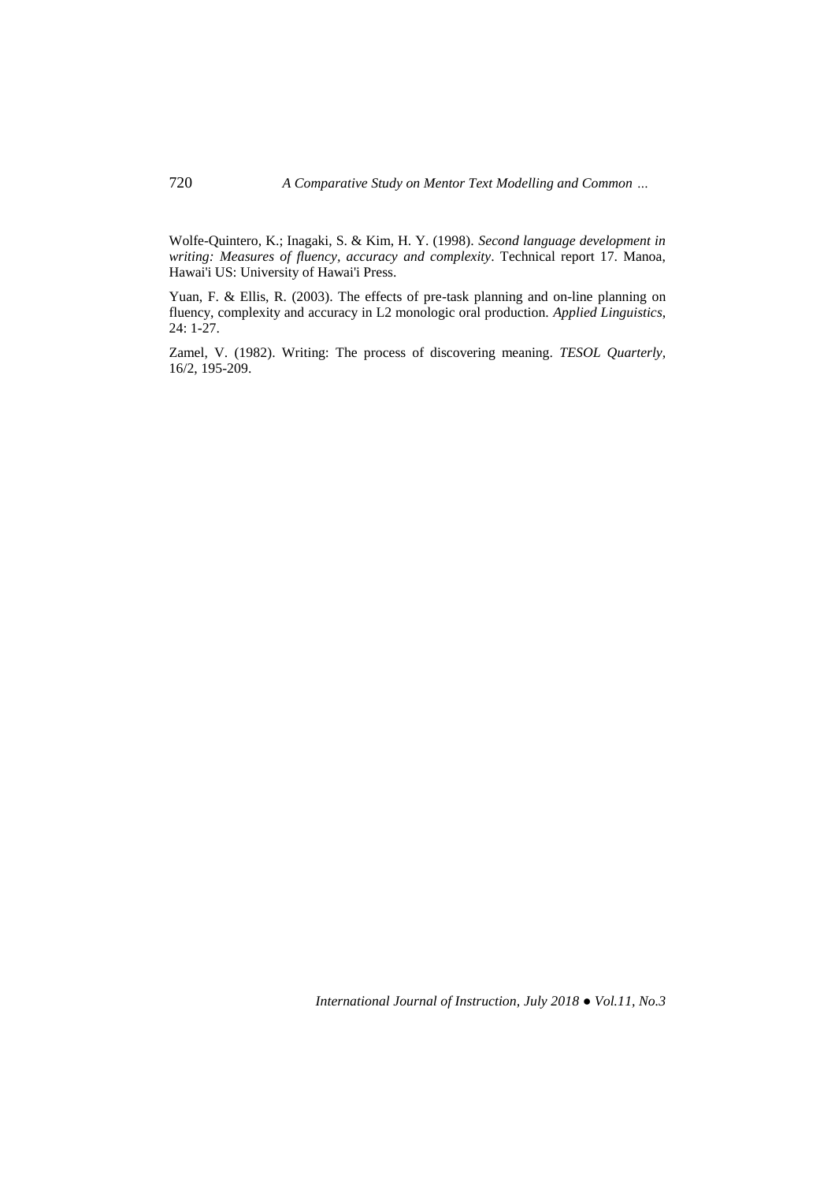Wolfe-Quintero, K.; Inagaki, S. & Kim, H. Y. (1998). *Second language development in writing: Measures of fluency, accuracy and complexity*. Technical report 17. Manoa, Hawai'i US: University of Hawai'i Press.

Yuan, F. & Ellis, R. (2003). The effects of pre-task planning and on-line planning on fluency, complexity and accuracy in L2 monologic oral production. *Applied Linguistics*, 24: 1-27.

Zamel, V. (1982). Writing: The process of discovering meaning. *TESOL Quarterly*, 16/2, 195-209.